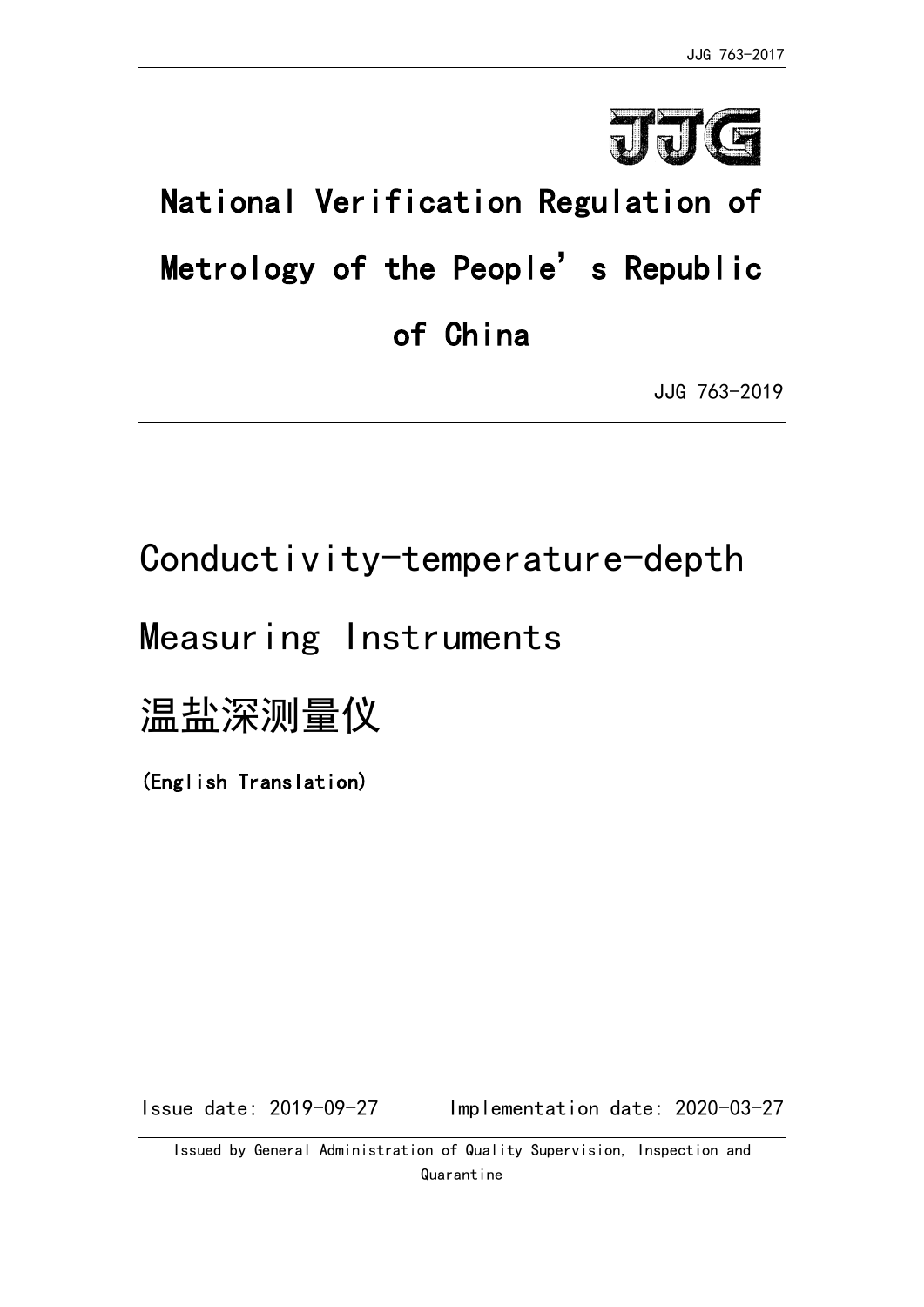JJG

# National Verification Regulation of Metrology of the People's Republic of China

JJG 763-2019

# Conductivity-temperature-depth Measuring Instruments

# 温盐深测量仪

**(English Translation)**

Issue date: 2019-09-27 Implementation date: 2020-03-27

Issued by General Administration of Quality Supervision, Inspection and Quarantine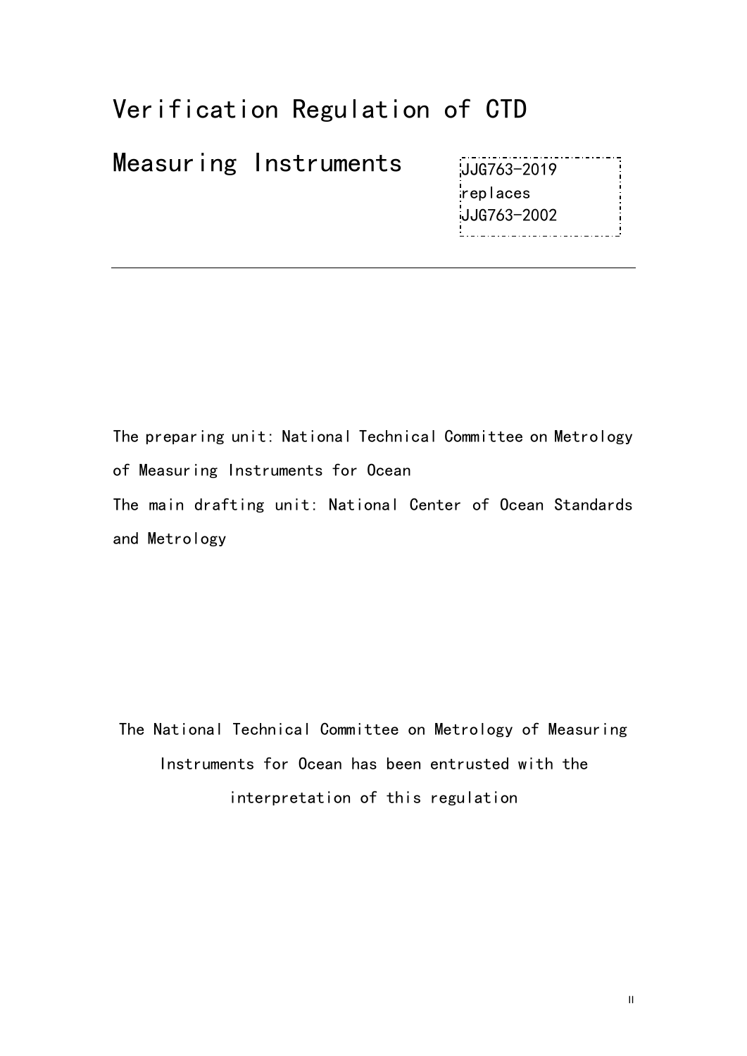# Verification Regulation of CTD Measuring Instruments

JJG763-2019
replaces
JJG763-2002

---

The preparing unit: National Technical Committee on Metrology of Measuring Instruments for Ocean

The main drafting unit: National Center of Ocean Standards and Metrology

The National Technical Committee on Metrology of Measuring Instruments for Ocean has been entrusted with the interpretation of this regulation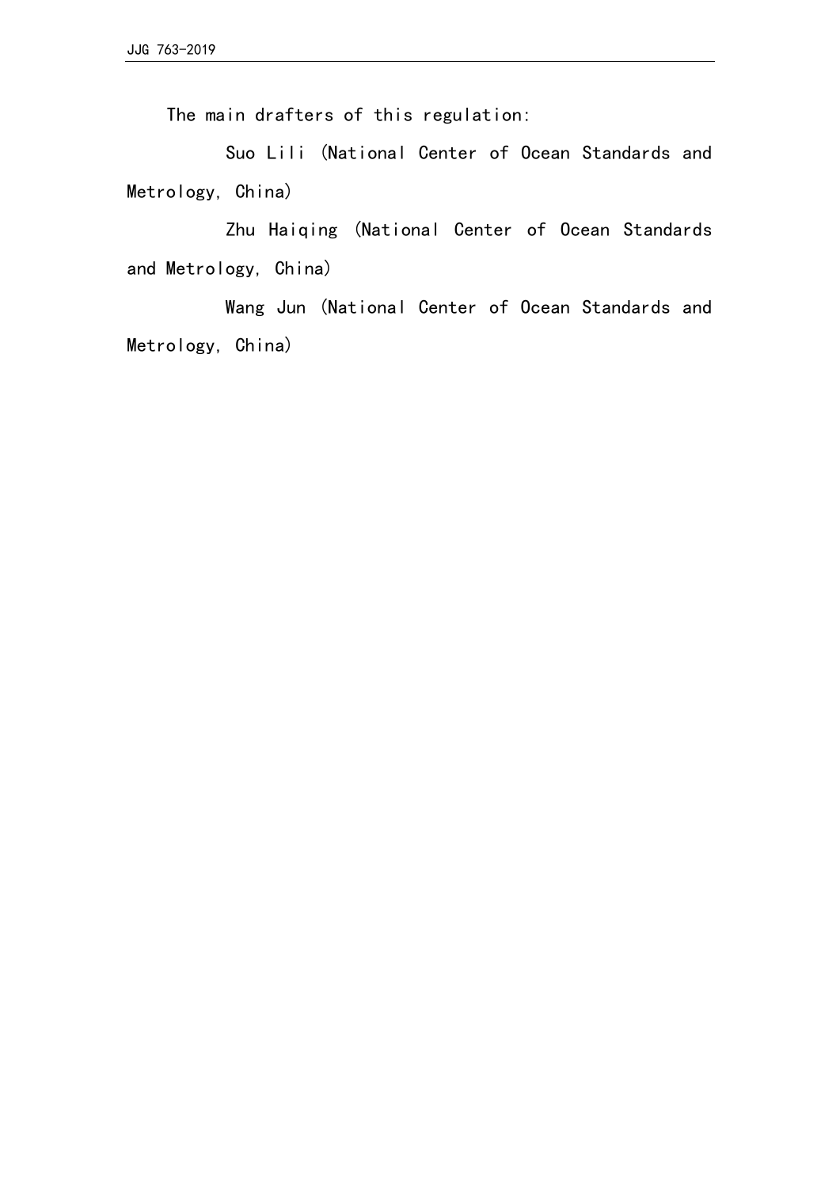The main drafters of this regulation:

Suo Lili (National Center of Ocean Standards and Metrology, China)

Zhu Haiqing (National Center of Ocean Standards and Metrology, China)

Wang Jun (National Center of Ocean Standards and Metrology, China)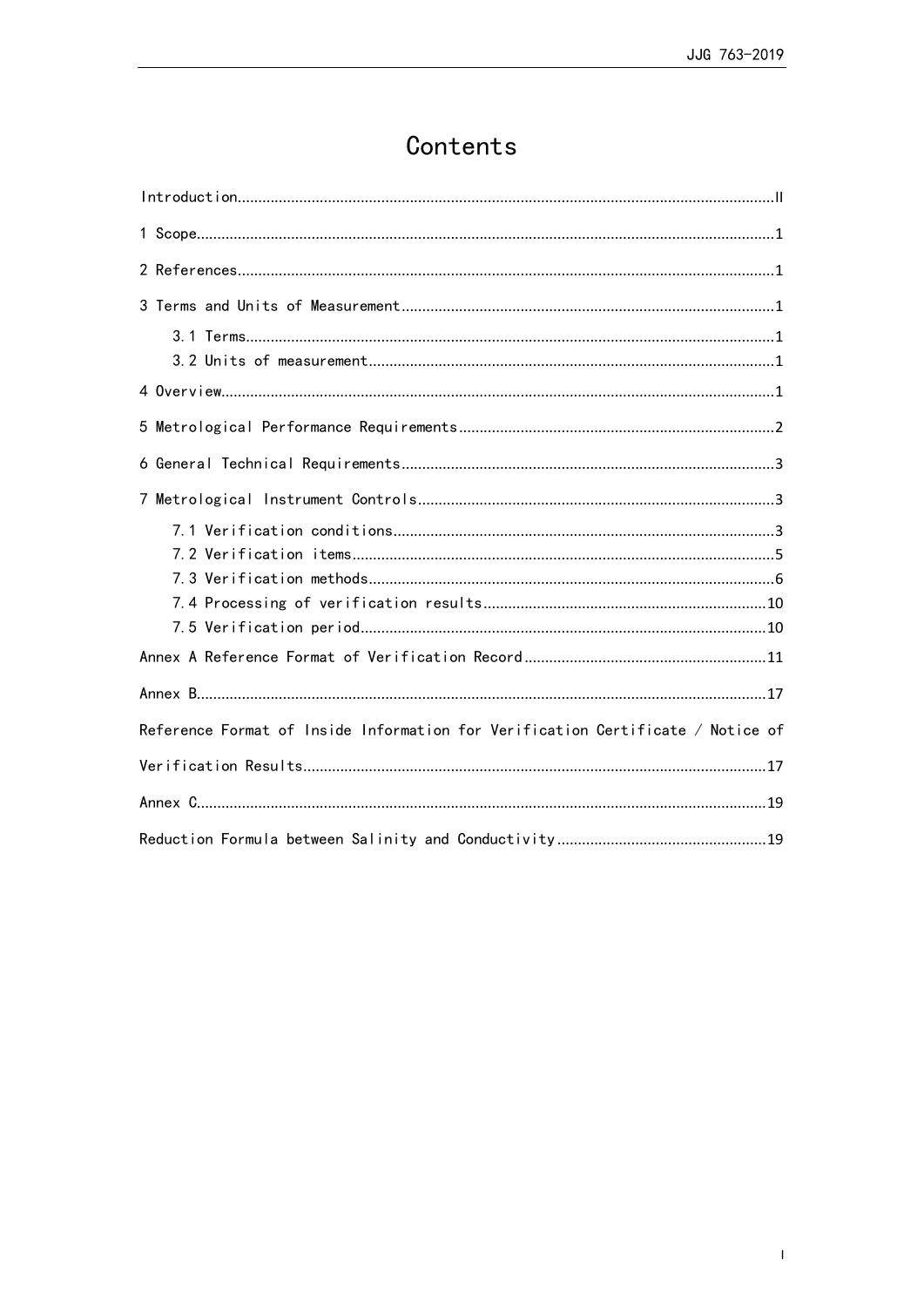# Contents

Introduction......II

1 Scope......1

2 References......1

3 Terms and Units of Measurement......1

- 3.1 Terms......1
- 3.2 Units of measurement......1

4 Overview......1

5 Metrological Performance Requirements......2

6 General Technical Requirements......3

7 Metrological Instrument Controls......3

- 7.1 Verification conditions......3
- 7.2 Verification items......5
- 7.3 Verification methods......6
- 7.4 Processing of verification results......10
- 7.5 Verification period......10

Annex A Reference Format of Verification Record......11

Annex B......17

Reference Format of Inside Information for Verification Certificate / Notice of Verification Results......17

Annex C......19

Reduction Formula between Salinity and Conductivity......19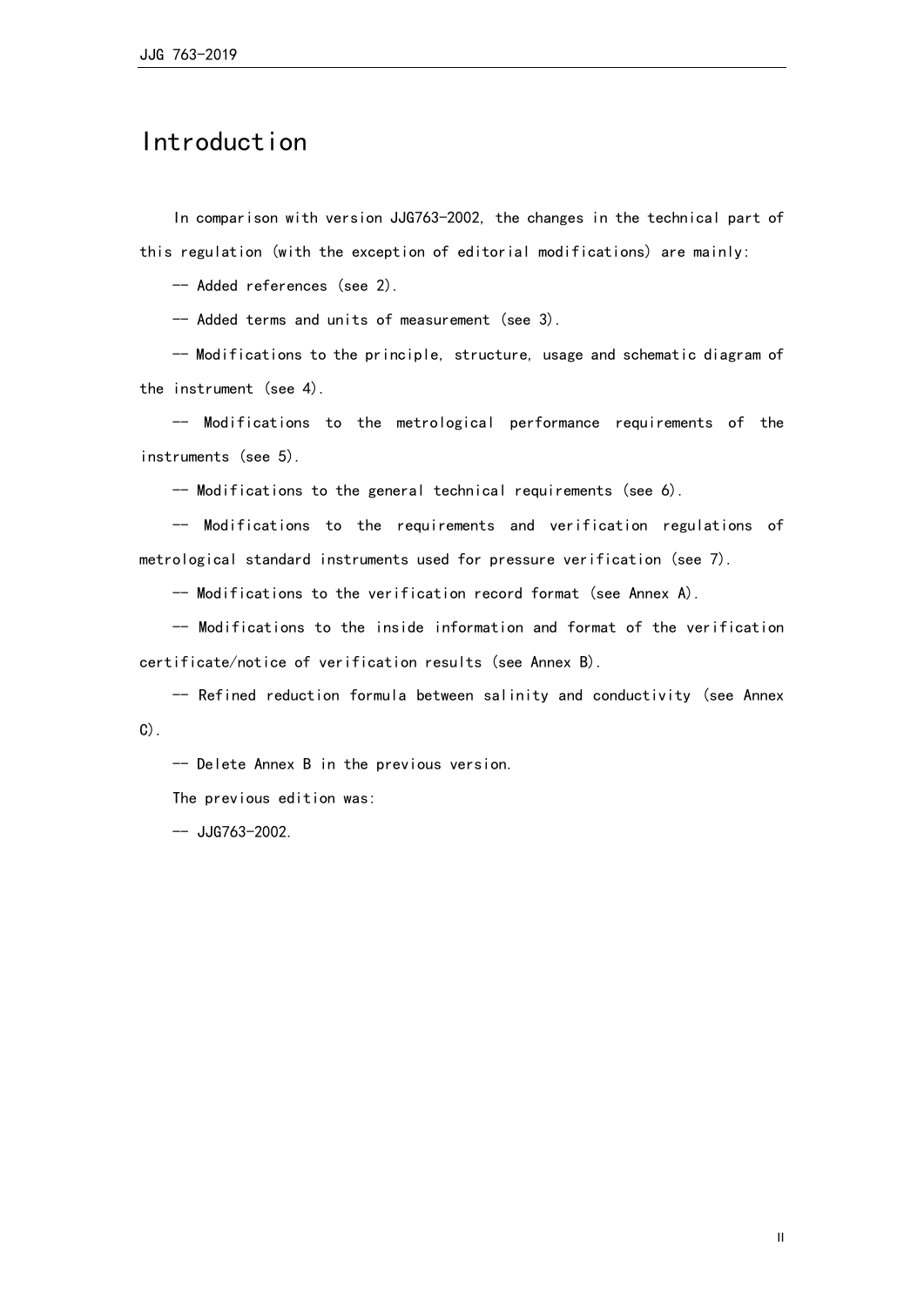# Introduction

In comparison with version JJG763-2002, the changes in the technical part of this regulation (with the exception of editorial modifications) are mainly:

-- Added references (see 2).

-- Added terms and units of measurement (see 3).

-- Modifications to the principle, structure, usage and schematic diagram of the instrument (see 4).

-- Modifications to the metrological performance requirements of the instruments (see 5).

-- Modifications to the general technical requirements (see 6).

-- Modifications to the requirements and verification regulations of metrological standard instruments used for pressure verification (see 7).

-- Modifications to the verification record format (see Annex A).

-- Modifications to the inside information and format of the verification certificate/notice of verification results (see Annex B).

-- Refined reduction formula between salinity and conductivity (see Annex C).

-- Delete Annex B in the previous version.

The previous edition was:

-- JJG763-2002.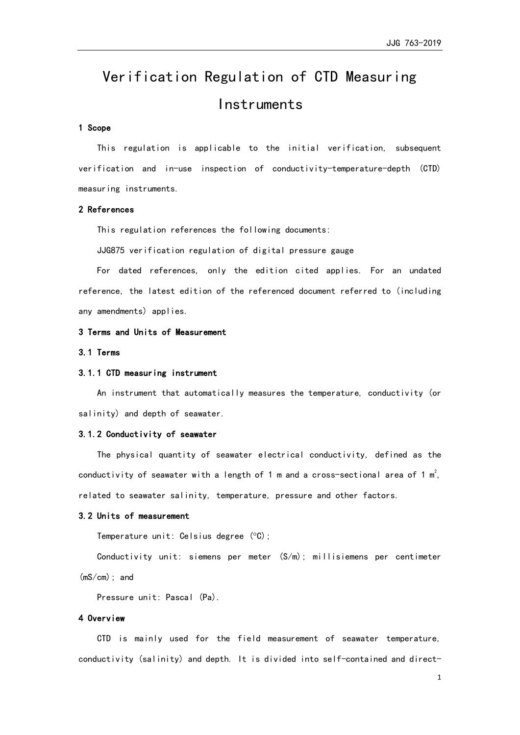# Verification Regulation of CTD Measuring Instruments

## 1 Scope

This regulation is applicable to the initial verification, subsequent verification and in-use inspection of conductivity-temperature-depth (CTD) measuring instruments.

## 2 References

This regulation references the following documents:

JJG875 verification regulation of digital pressure gauge

For dated references, only the edition cited applies. For an undated reference, the latest edition of the referenced document referred to (including any amendments) applies.

## 3 Terms and Units of Measurement

### 3.1 Terms

#### 3.1.1 CTD measuring instrument

An instrument that automatically measures the temperature, conductivity (or salinity) and depth of seawater.

#### 3.1.2 Conductivity of seawater

The physical quantity of seawater electrical conductivity, defined as the conductivity of seawater with a length of 1 m and a cross-sectional area of 1 $m^2$, related to seawater salinity, temperature, pressure and other factors.

### 3.2 Units of measurement

Temperature unit: Celsius degree (°C);

Conductivity unit: siemens per meter (S/m); millisiemens per centimeter (mS/cm); and

Pressure unit: Pascal (Pa).

## 4 Overview

CTD is mainly used for the field measurement of seawater temperature, conductivity (salinity) and depth. It is divided into self-contained and direct-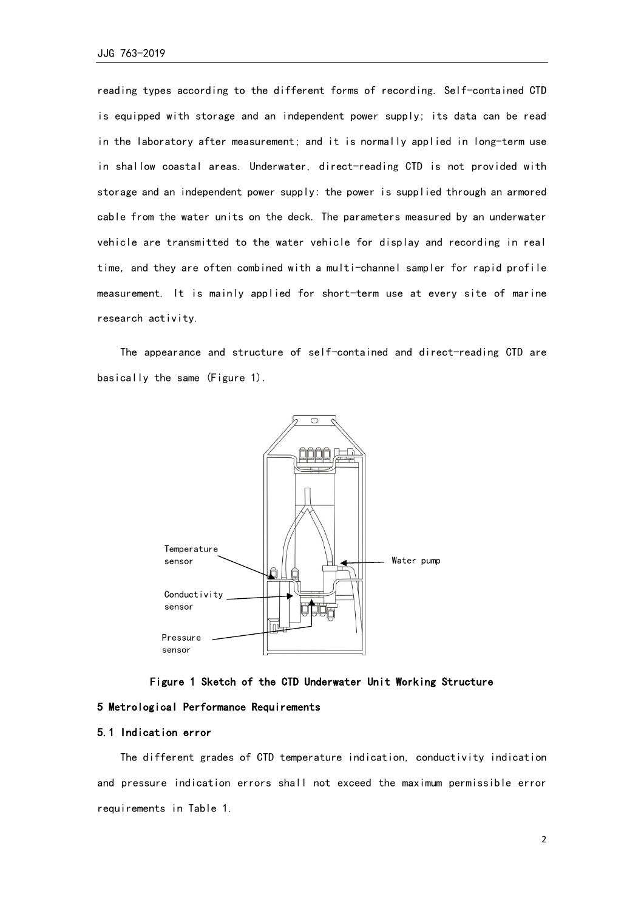reading types according to the different forms of recording. Self-contained CTD is equipped with storage and an independent power supply; its data can be read in the laboratory after measurement; and it is normally applied in long-term use in shallow coastal areas. Underwater, direct-reading CTD is not provided with storage and an independent power supply: the power is supplied through an armored cable from the water units on the deck. The parameters measured by an underwater vehicle are transmitted to the water vehicle for display and recording in real time, and they are often combined with a multi-channel sampler for rapid profile measurement. It is mainly applied for short-term use at every site of marine research activity.

The appearance and structure of self-contained and direct-reading CTD are basically the same (Figure 1).

Temperature sensor

Water pump

Conductivity sensor

Pressure sensor

**Figure 1 Sketch of the CTD Underwater Unit Working Structure**

## 5 Metrological Performance Requirements

### 5.1 Indication error

The different grades of CTD temperature indication, conductivity indication and pressure indication errors shall not exceed the maximum permissible error requirements in Table 1.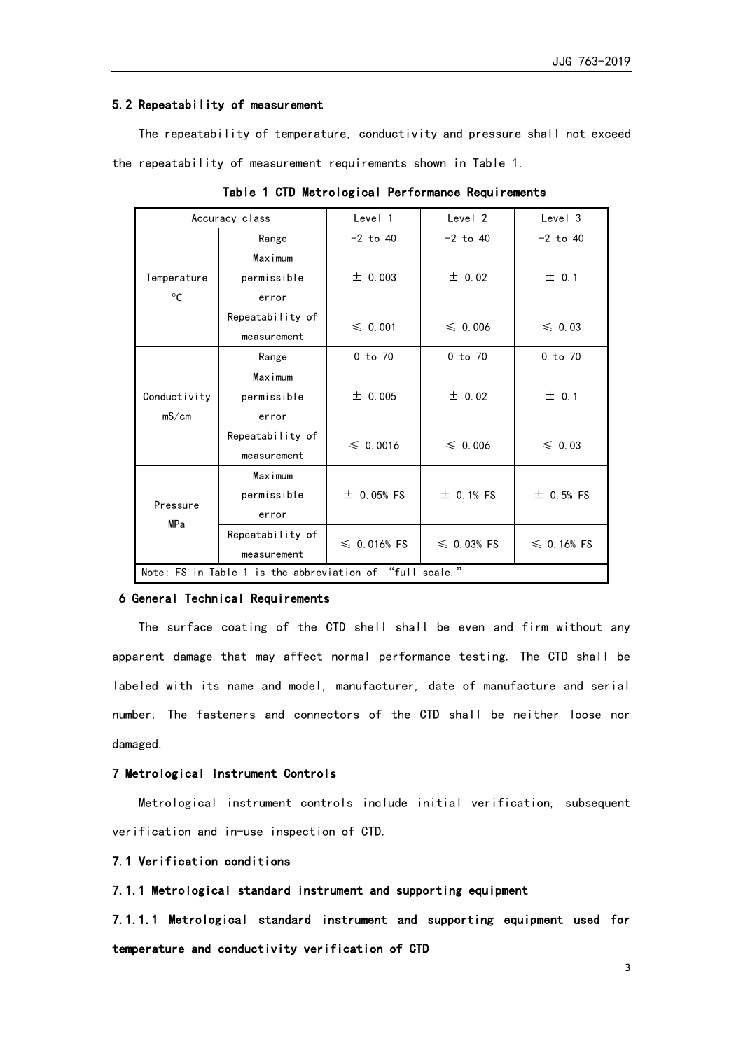### 5.2 Repeatability of measurement

The repeatability of temperature, conductivity and pressure shall not exceed the repeatability of measurement requirements shown in Table 1.

**Table 1 CTD Metrological Performance Requirements**

| Accuracy class | | Level 1 | Level 2 | Level 3 |
|---|---|---|---|---|
| Temperature ℃ | Range | −2 to 40 | −2 to 40 | −2 to 40 |
| | Maximum permissible error | ± 0.003 | ± 0.02 | ± 0.1 |
| | Repeatability of measurement | ≤ 0.001 | ≤ 0.006 | ≤ 0.03 |
| Conductivity mS/cm | Range | 0 to 70 | 0 to 70 | 0 to 70 |
| | Maximum permissible error | ± 0.005 | ± 0.02 | ± 0.1 |
| | Repeatability of measurement | ≤ 0.0016 | ≤ 0.006 | ≤ 0.03 |
| Pressure MPa | Maximum permissible error | ± 0.05% FS | ± 0.1% FS | ± 0.5% FS |
| | Repeatability of measurement | ≤ 0.016% FS | ≤ 0.03% FS | ≤ 0.16% FS |
| Note: FS in Table 1 is the abbreviation of "full scale." | | | | |

## 6 General Technical Requirements

The surface coating of the CTD shell shall be even and firm without any apparent damage that may affect normal performance testing. The CTD shall be labeled with its name and model, manufacturer, date of manufacture and serial number. The fasteners and connectors of the CTD shall be neither loose nor damaged.

## 7 Metrological Instrument Controls

Metrological instrument controls include initial verification, subsequent verification and in-use inspection of CTD.

### 7.1 Verification conditions

#### 7.1.1 Metrological standard instrument and supporting equipment

##### 7.1.1.1 Metrological standard instrument and supporting equipment used for temperature and conductivity verification of CTD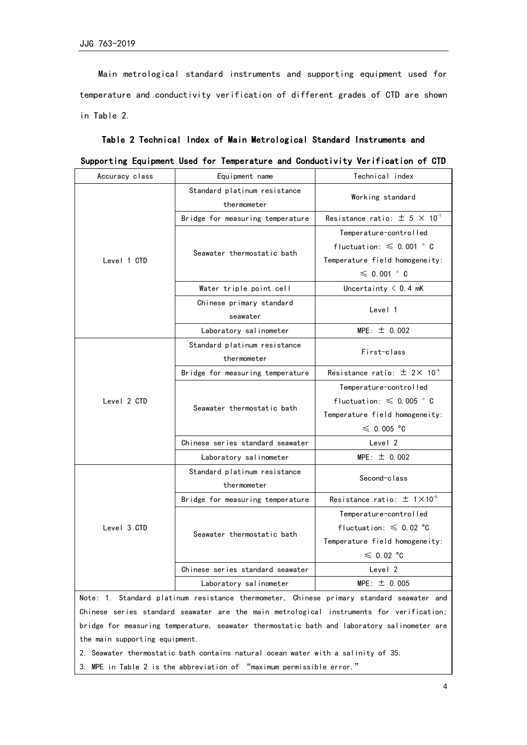Main metrological standard instruments and supporting equipment used for temperature and conductivity verification of different grades of CTD are shown in Table 2.

**Table 2 Technical Index of Main Metrological Standard Instruments and Supporting Equipment Used for Temperature and Conductivity Verification of CTD**

| Accuracy class | Equipment name | Technical index |
|---|---|---|
| Level 1 CTD | Standard platinum resistance thermometer | Working standard |
| | Bridge for measuring temperature | Resistance ratio: $\pm 5 \times 10^{-7}$ |
| | Seawater thermostatic bath | Temperature-controlled fluctuation: ≤ 0.001 °C<br>Temperature field homogeneity: ≤ 0.001 °C |
| | Water triple point cell | Uncertainty < 0.4 mK |
| | Chinese primary standard seawater | Level 1 |
| | Laboratory salinometer | MPE: ± 0.002 |
| Level 2 CTD | Standard platinum resistance thermometer | First-class |
| | Bridge for measuring temperature | Resistance ratio: $\pm 2 \times 10^{-6}$ |
| | Seawater thermostatic bath | Temperature-controlled fluctuation: ≤ 0.005 °C<br>Temperature field homogeneity: ≤ 0.005 °C |
| | Chinese series standard seawater | Level 2 |
| | Laboratory salinometer | MPE: ± 0.002 |
| Level 3 CTD | Standard platinum resistance thermometer | Second-class |
| | Bridge for measuring temperature | Resistance ratio: $\pm 1 \times 10^{-5}$ |
| | Seawater thermostatic bath | Temperature-controlled fluctuation: ≤ 0.02 °C<br>Temperature field homogeneity: ≤ 0.02 °C |
| | Chinese series standard seawater | Level 2 |
| | Laboratory salinometer | MPE: ± 0.005 |

Note: 1. Standard platinum resistance thermometer, Chinese primary standard seawater and Chinese series standard seawater are the main metrological instruments for verification; bridge for measuring temperature, seawater thermostatic bath and laboratory salinometer are the main supporting equipment.

2. Seawater thermostatic bath contains natural ocean water with a salinity of 35.

3. MPE in Table 2 is the abbreviation of "maximum permissible error."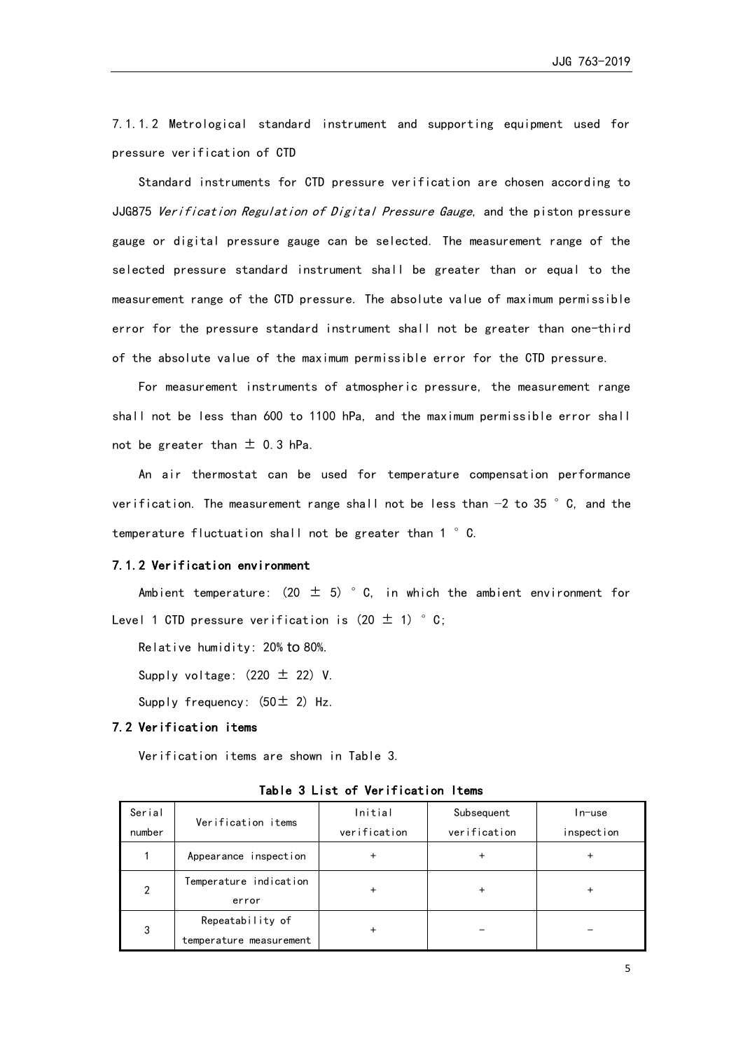7.1.1.2 Metrological standard instrument and supporting equipment used for pressure verification of CTD

Standard instruments for CTD pressure verification are chosen according to JJG875 *Verification Regulation of Digital Pressure Gauge*, and the piston pressure gauge or digital pressure gauge can be selected. The measurement range of the selected pressure standard instrument shall be greater than or equal to the measurement range of the CTD pressure. The absolute value of maximum permissible error for the pressure standard instrument shall not be greater than one-third of the absolute value of the maximum permissible error for the CTD pressure.

For measurement instruments of atmospheric pressure, the measurement range shall not be less than 600 to 1100 hPa, and the maximum permissible error shall not be greater than ± 0.3 hPa.

An air thermostat can be used for temperature compensation performance verification. The measurement range shall not be less than −2 to 35 ° C, and the temperature fluctuation shall not be greater than 1 ° C.

### 7.1.2 Verification environment

Ambient temperature: (20 ± 5) ° C, in which the ambient environment for Level 1 CTD pressure verification is (20 ± 1) ° C;

Relative humidity: 20% to 80%.

Supply voltage: (220 ± 22) V.

Supply frequency: (50± 2) Hz.

## 7.2 Verification items

Verification items are shown in Table 3.

**Table 3 List of Verification Items**

| Serial number | Verification items | Initial verification | Subsequent verification | In-use inspection |
|---|---|---|---|---|
| 1 | Appearance inspection | + | + | + |
| 2 | Temperature indication error | + | + | + |
| 3 | Repeatability of temperature measurement | + | − | − |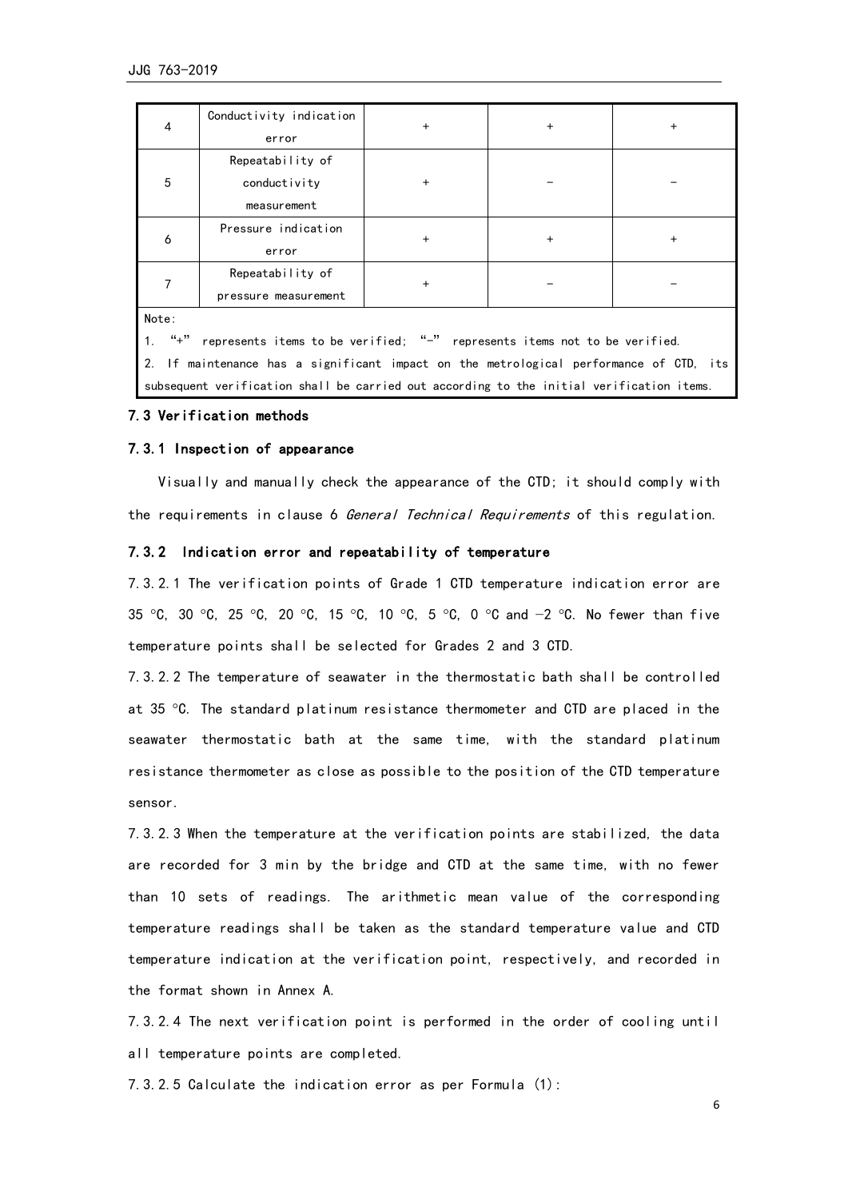| 4 | Conductivity indication error | + | + | + |
|---|---|---|---|---|
| 5 | Repeatability of conductivity measurement | + | – | – |
| 6 | Pressure indication error | + | + | + |
| 7 | Repeatability of pressure measurement | + | – | – |

Note:

1. "+" represents items to be verified; "–" represents items not to be verified.
2. If maintenance has a significant impact on the metrological performance of CTD, its subsequent verification shall be carried out according to the initial verification items.

### 7.3 Verification methods

#### 7.3.1 Inspection of appearance

Visually and manually check the appearance of the CTD; it should comply with the requirements in clause 6 *General Technical Requirements* of this regulation.

#### 7.3.2 Indication error and repeatability of temperature

7.3.2.1 The verification points of Grade 1 CTD temperature indication error are 35 ℃, 30 ℃, 25 ℃, 20 ℃, 15 ℃, 10 ℃, 5 ℃, 0 ℃ and −2 ℃. No fewer than five temperature points shall be selected for Grades 2 and 3 CTD.

7.3.2.2 The temperature of seawater in the thermostatic bath shall be controlled at 35 ℃. The standard platinum resistance thermometer and CTD are placed in the seawater thermostatic bath at the same time, with the standard platinum resistance thermometer as close as possible to the position of the CTD temperature sensor.

7.3.2.3 When the temperature at the verification points are stabilized, the data are recorded for 3 min by the bridge and CTD at the same time, with no fewer than 10 sets of readings. The arithmetic mean value of the corresponding temperature readings shall be taken as the standard temperature value and CTD temperature indication at the verification point, respectively, and recorded in the format shown in Annex A.

7.3.2.4 The next verification point is performed in the order of cooling until all temperature points are completed.

7.3.2.5 Calculate the indication error as per Formula (1):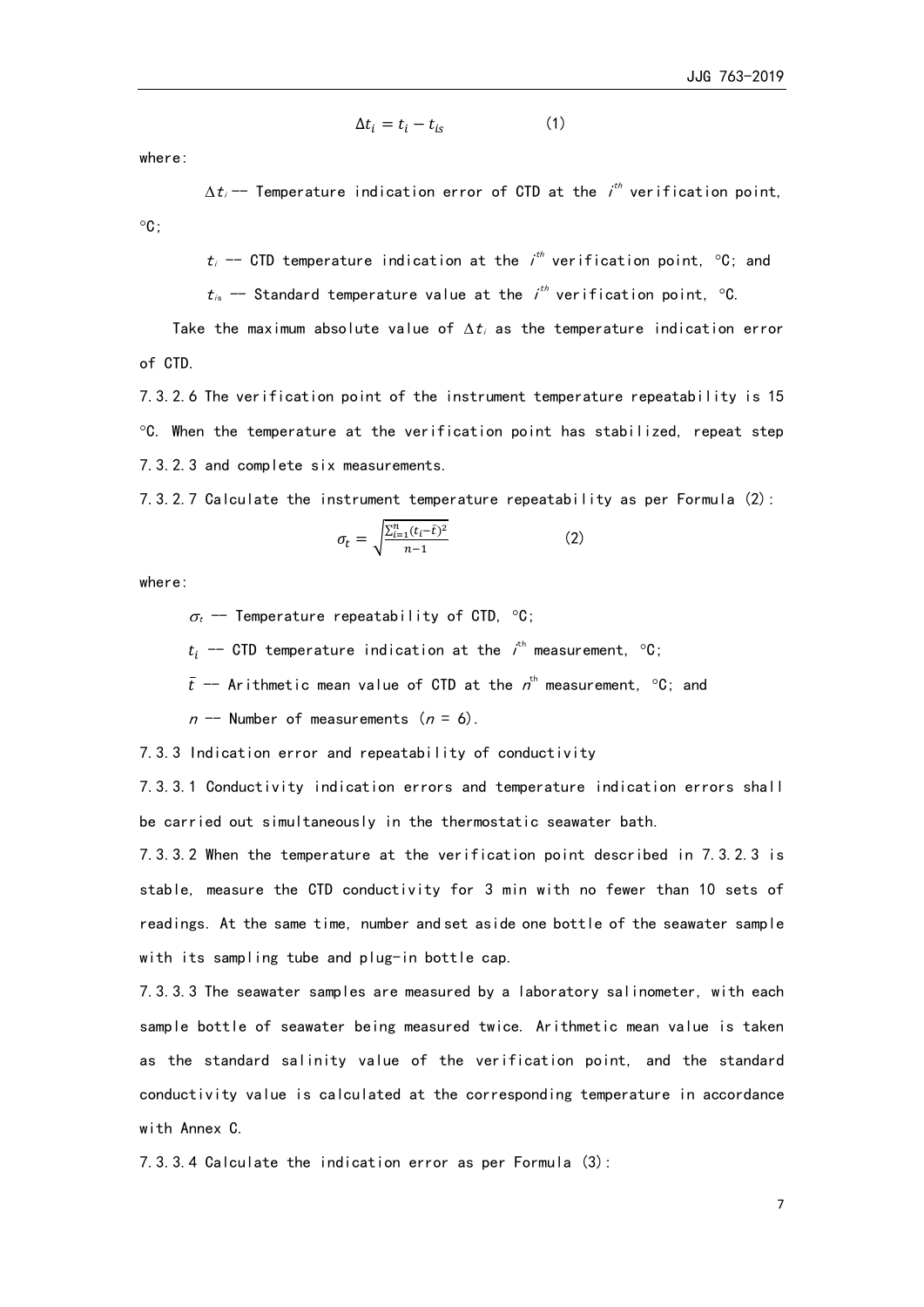$$\Delta t_i = t_i - t_{is} \qquad (1)$$

where:

$\Delta t_i$ -- Temperature indication error of CTD at the $i^{th}$ verification point, °C;

$t_i$ -- CTD temperature indication at the $i^{th}$ verification point, °C; and

$t_{is}$ -- Standard temperature value at the $i^{th}$ verification point, °C.

Take the maximum absolute value of $\Delta t_i$ as the temperature indication error of CTD.

7.3.2.6 The verification point of the instrument temperature repeatability is 15 °C. When the temperature at the verification point has stabilized, repeat step 7.3.2.3 and complete six measurements.

7.3.2.7 Calculate the instrument temperature repeatability as per Formula (2):

$$\sigma_t = \sqrt{\frac{\sum_{i=1}^{n}(t_i - \bar{t})^2}{n-1}} \qquad (2)$$

where:

$\sigma_t$ -- Temperature repeatability of CTD, °C;

$t_i$ -- CTD temperature indication at the $i^{th}$ measurement, °C;

$\bar{t}$ -- Arithmetic mean value of CTD at the $n^{th}$ measurement, °C; and

$n$ -- Number of measurements ($n$ = 6).

7.3.3 Indication error and repeatability of conductivity

7.3.3.1 Conductivity indication errors and temperature indication errors shall be carried out simultaneously in the thermostatic seawater bath.

7.3.3.2 When the temperature at the verification point described in 7.3.2.3 is stable, measure the CTD conductivity for 3 min with no fewer than 10 sets of readings. At the same time, number and set aside one bottle of the seawater sample with its sampling tube and plug-in bottle cap.

7.3.3.3 The seawater samples are measured by a laboratory salinometer, with each sample bottle of seawater being measured twice. Arithmetic mean value is taken as the standard salinity value of the verification point, and the standard conductivity value is calculated at the corresponding temperature in accordance with Annex C.

7.3.3.4 Calculate the indication error as per Formula (3):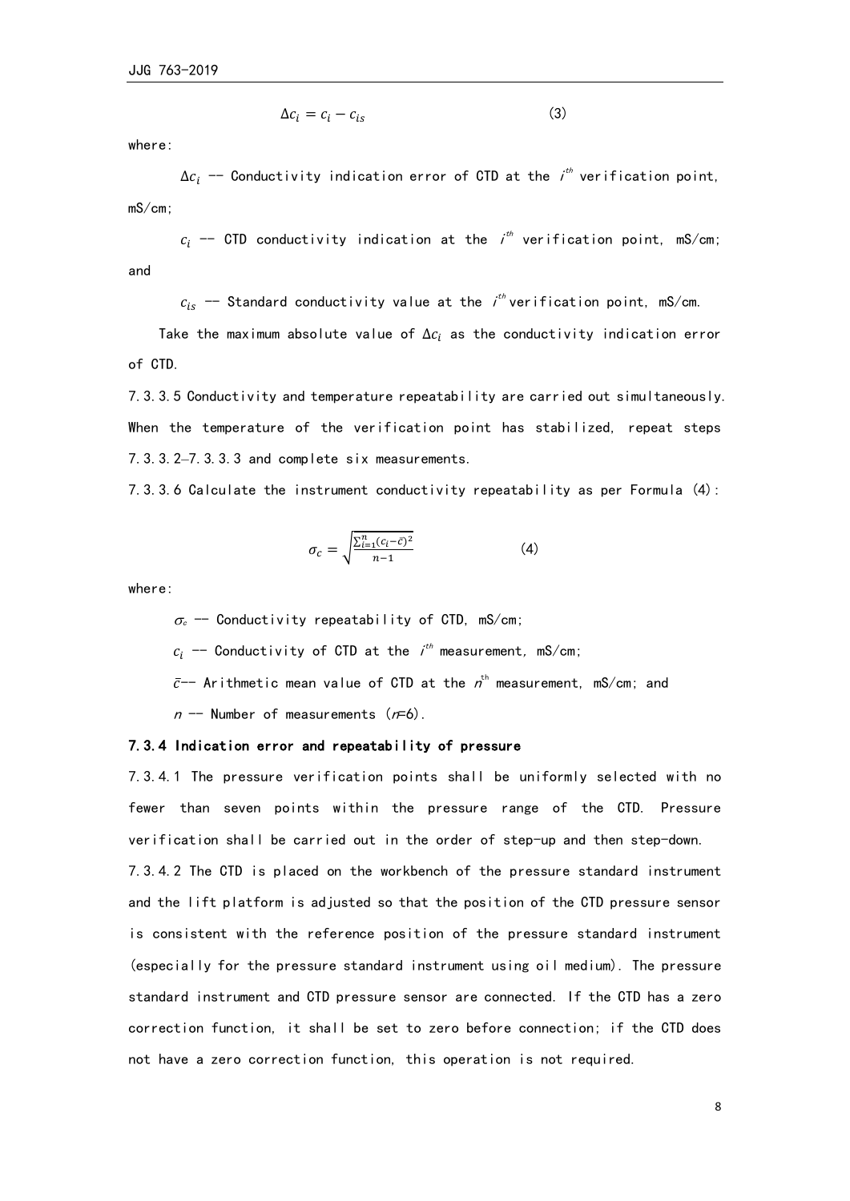$$\Delta c_i = c_i - c_{is} \qquad (3)$$

where:

$\Delta c_i$ -- Conductivity indication error of CTD at the $i^{th}$ verification point, mS/cm;

$c_i$ -- CTD conductivity indication at the $i^{th}$ verification point, mS/cm; and

$c_{is}$ -- Standard conductivity value at the $i^{th}$ verification point, mS/cm.

Take the maximum absolute value of $\Delta c_i$ as the conductivity indication error of CTD.

7.3.3.5 Conductivity and temperature repeatability are carried out simultaneously. When the temperature of the verification point has stabilized, repeat steps 7.3.3.2–7.3.3.3 and complete six measurements.

7.3.3.6 Calculate the instrument conductivity repeatability as per Formula (4):

$$\sigma_c = \sqrt{\frac{\sum_{i=1}^{n}(c_i - \bar{c})^2}{n-1}} \qquad (4)$$

where:

$\sigma_c$ -- Conductivity repeatability of CTD, mS/cm;

$c_i$ -- Conductivity of CTD at the $i^{th}$ measurement, mS/cm;

$\bar{c}$-- Arithmetic mean value of CTD at the $n^{th}$ measurement, mS/cm; and

$n$ -- Number of measurements ($n$=6).

#### 7.3.4 Indication error and repeatability of pressure

7.3.4.1 The pressure verification points shall be uniformly selected with no fewer than seven points within the pressure range of the CTD. Pressure verification shall be carried out in the order of step-up and then step-down.

7.3.4.2 The CTD is placed on the workbench of the pressure standard instrument and the lift platform is adjusted so that the position of the CTD pressure sensor is consistent with the reference position of the pressure standard instrument (especially for the pressure standard instrument using oil medium). The pressure standard instrument and CTD pressure sensor are connected. If the CTD has a zero correction function, it shall be set to zero before connection; if the CTD does not have a zero correction function, this operation is not required.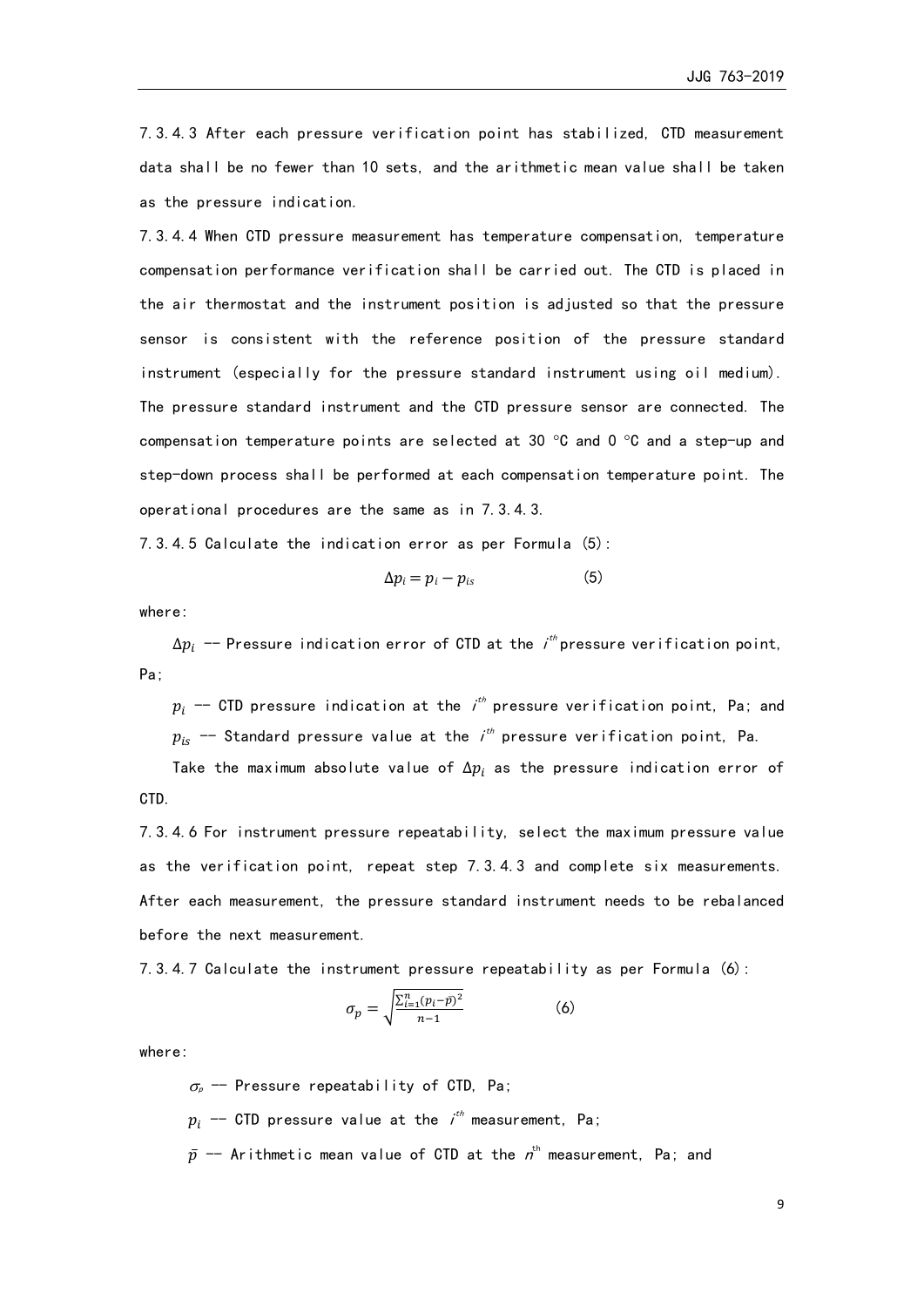7.3.4.3 After each pressure verification point has stabilized, CTD measurement data shall be no fewer than 10 sets, and the arithmetic mean value shall be taken as the pressure indication.

7.3.4.4 When CTD pressure measurement has temperature compensation, temperature compensation performance verification shall be carried out. The CTD is placed in the air thermostat and the instrument position is adjusted so that the pressure sensor is consistent with the reference position of the pressure standard instrument (especially for the pressure standard instrument using oil medium). The pressure standard instrument and the CTD pressure sensor are connected. The compensation temperature points are selected at 30 °C and 0 °C and a step-up and step-down process shall be performed at each compensation temperature point. The operational procedures are the same as in 7.3.4.3.

7.3.4.5 Calculate the indication error as per Formula (5):

$$\Delta p_i = p_i - p_{is} \tag{5}$$

where:

$\Delta p_i$ -- Pressure indication error of CTD at the $i^{th}$ pressure verification point, Pa;

$p_i$ -- CTD pressure indication at the $i^{th}$ pressure verification point, Pa; and

$p_{is}$ -- Standard pressure value at the $i^{th}$ pressure verification point, Pa.

Take the maximum absolute value of $\Delta p_i$ as the pressure indication error of CTD.

7.3.4.6 For instrument pressure repeatability, select the maximum pressure value as the verification point, repeat step 7.3.4.3 and complete six measurements. After each measurement, the pressure standard instrument needs to be rebalanced before the next measurement.

7.3.4.7 Calculate the instrument pressure repeatability as per Formula (6):

$$\sigma_p = \sqrt{\frac{\sum_{i=1}^{n}(p_i - \bar{p})^2}{n-1}} \tag{6}$$

where:

$\sigma_p$ -- Pressure repeatability of CTD, Pa;

$p_i$ -- CTD pressure value at the $i^{th}$ measurement, Pa;

$\bar{p}$ -- Arithmetic mean value of CTD at the $n^{th}$ measurement, Pa; and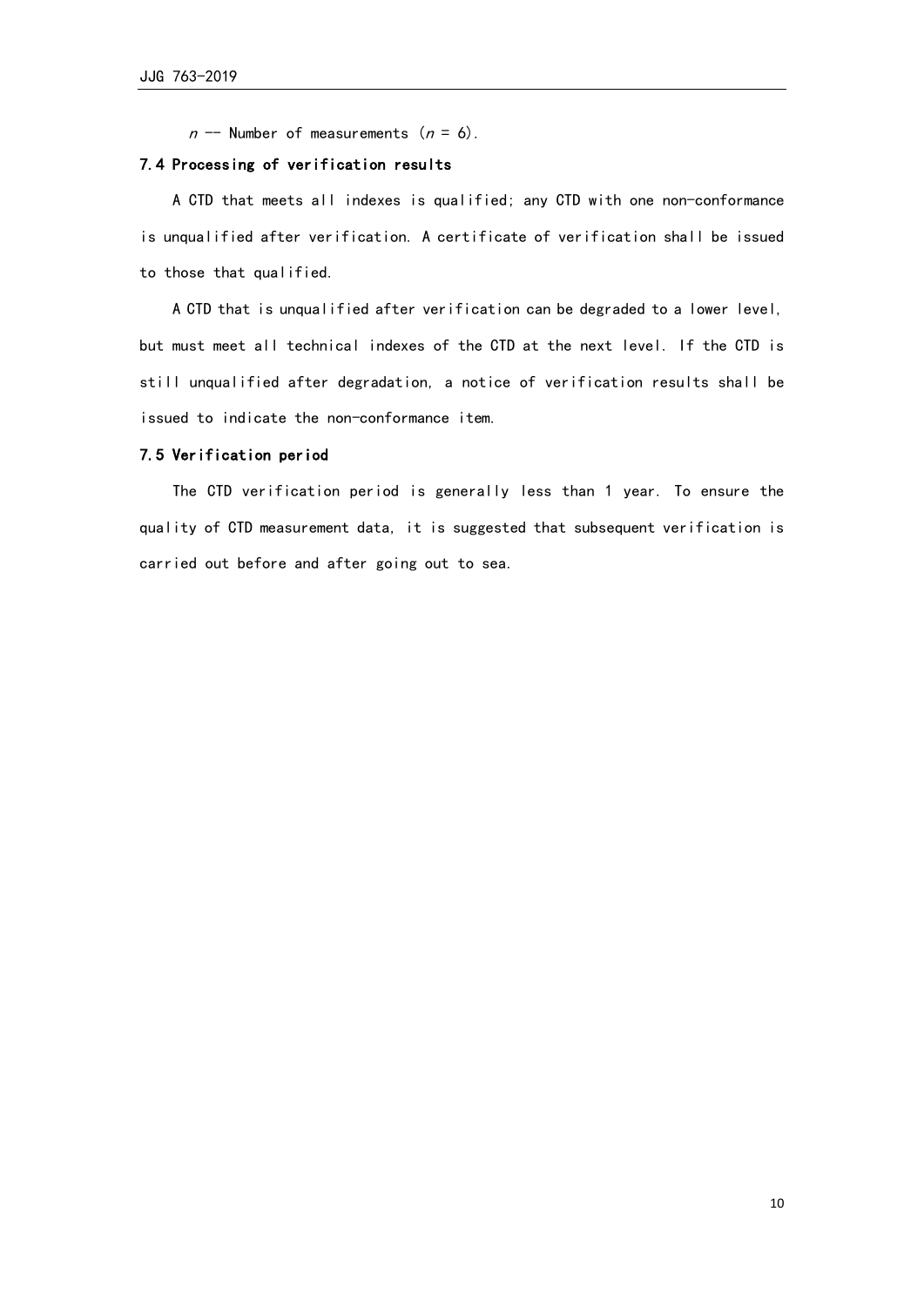$n$ -- Number of measurements ($n$ = 6).

### 7.4 Processing of verification results

A CTD that meets all indexes is qualified; any CTD with one non-conformance is unqualified after verification. A certificate of verification shall be issued to those that qualified.

A CTD that is unqualified after verification can be degraded to a lower level, but must meet all technical indexes of the CTD at the next level. If the CTD is still unqualified after degradation, a notice of verification results shall be issued to indicate the non-conformance item.

### 7.5 Verification period

The CTD verification period is generally less than 1 year. To ensure the quality of CTD measurement data, it is suggested that subsequent verification is carried out before and after going out to sea.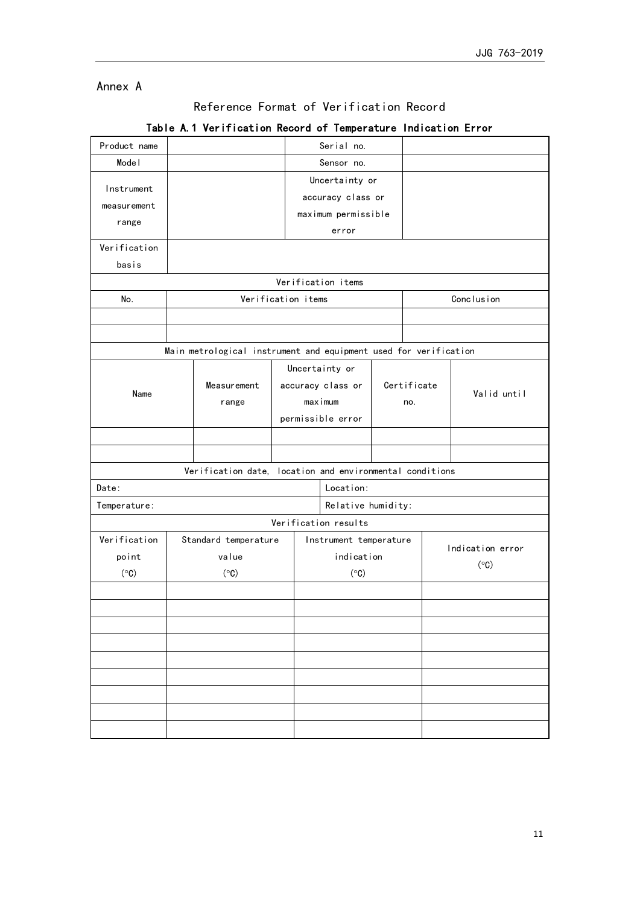# Annex A

## Reference Format of Verification Record

**Table A.1 Verification Record of Temperature Indication Error**

| Product name | | Serial no. | |
|---|---|---|---|
| Model | | Sensor no. | |
| Instrument measurement range | | Uncertainty or accuracy class or maximum permissible error | |
| Verification basis | | | |

| Verification items | | |
|---|---|---|
| No. | Verification items | Conclusion |
| | | |
| | | |

| Main metrological instrument and equipment used for verification | | | | |
|---|---|---|---|---|
| Name | Measurement range | Uncertainty or accuracy class or maximum permissible error | Certificate no. | Valid until |
| | | | | |
| | | | | |

| Verification date, location and environmental conditions | |
|---|---|
| Date: | Location: |
| Temperature: | Relative humidity: |

| Verification results | | | |
|---|---|---|---|
| Verification point (℃) | Standard temperature value (℃) | Instrument temperature indication (℃) | Indication error (℃) |
| | | | |
| | | | |
| | | | |
| | | | |
| | | | |
| | | | |
| | | | |
| | | | |
| | | | |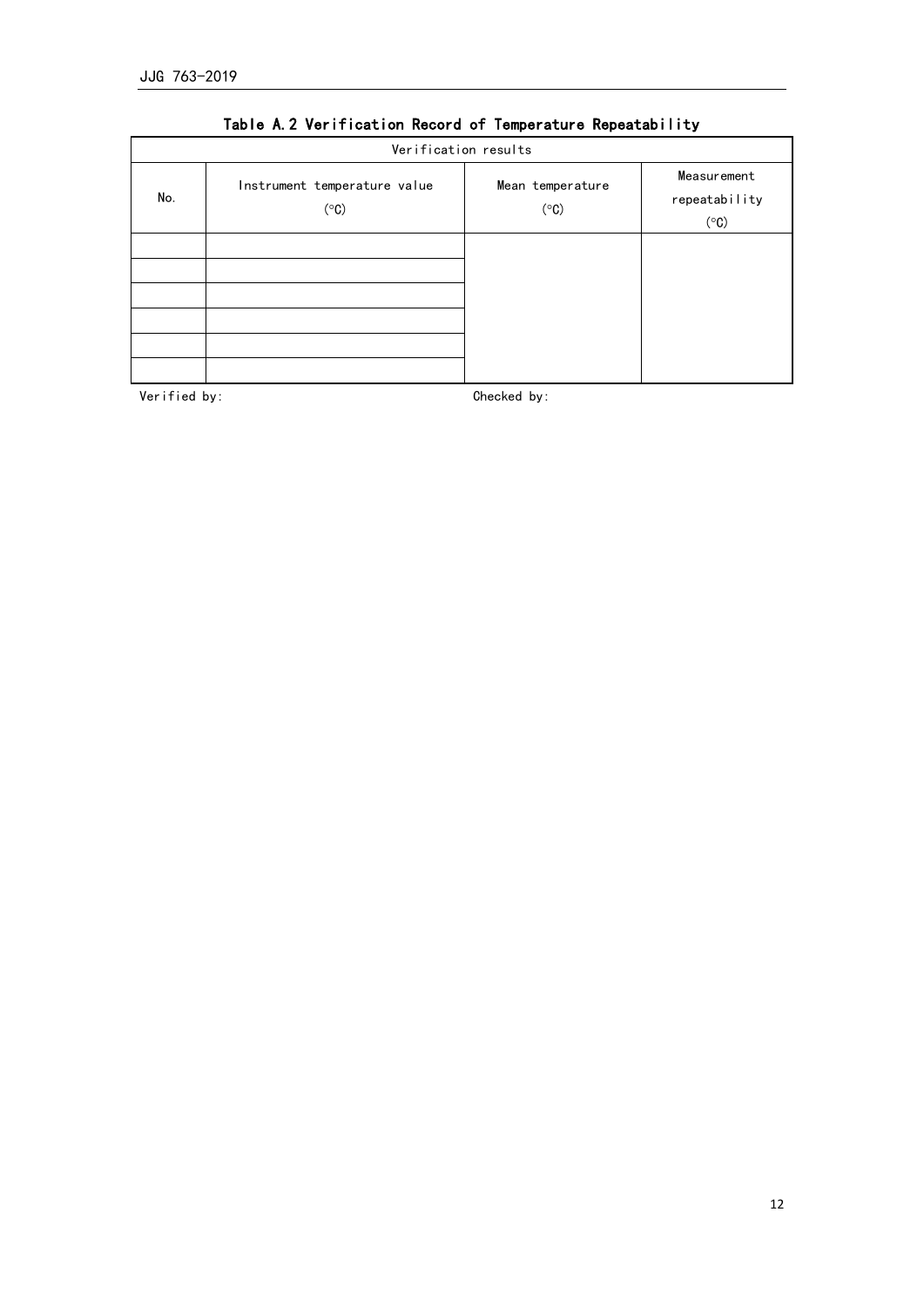**Table A.2 Verification Record of Temperature Repeatability**

| Verification results | | | |
|---|---|---|---|
| No. | Instrument temperature value (°C) | Mean temperature (°C) | Measurement repeatability (°C) |
| | | | |
| | | | |
| | | | |
| | | | |
| | | | |
| | | | |

Verified by: Checked by: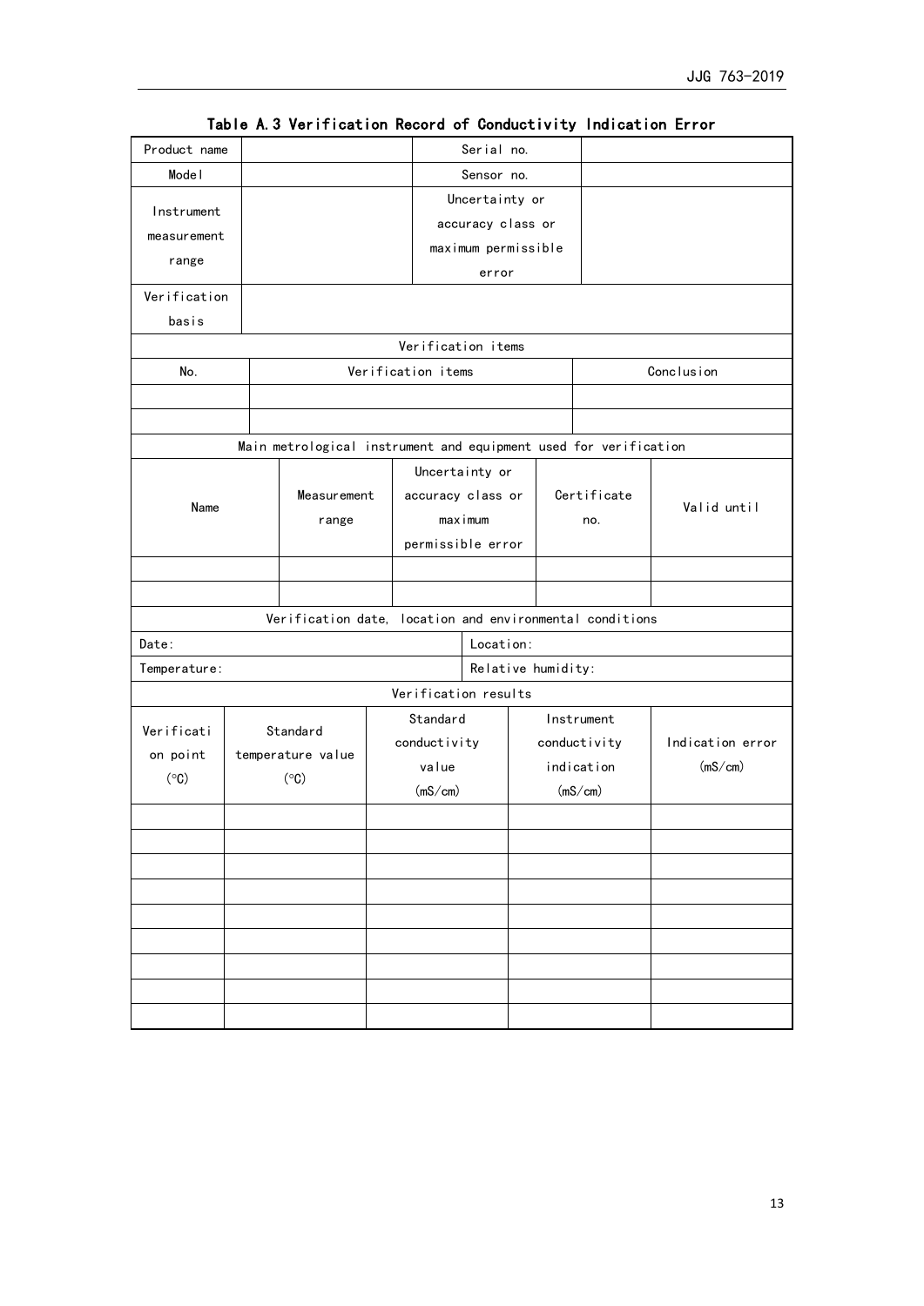**Table A.3 Verification Record of Conductivity Indication Error**

| Product name | | Serial no. | |
|---|---|---|---|
| Model | | Sensor no. | |
| Instrument measurement range | | Uncertainty or accuracy class or maximum permissible error | |
| Verification basis | | | |

| Verification items | | |
|---|---|---|
| No. | Verification items | Conclusion |
| | | |
| | | |

| Main metrological instrument and equipment used for verification | | | | |
|---|---|---|---|---|
| Name | Measurement range | Uncertainty or accuracy class or maximum permissible error | Certificate no. | Valid until |
| | | | | |
| | | | | |

| Verification date, location and environmental conditions | |
|---|---|
| Date: | Location: |
| Temperature: | Relative humidity: |

| Verification results | | | | |
|---|---|---|---|---|
| Verification point (℃) | Standard temperature value (℃) | Standard conductivity value (mS/cm) | Instrument conductivity indication (mS/cm) | Indication error (mS/cm) |
| | | | | |
| | | | | |
| | | | | |
| | | | | |
| | | | | |
| | | | | |
| | | | | |
| | | | | |
| | | | | |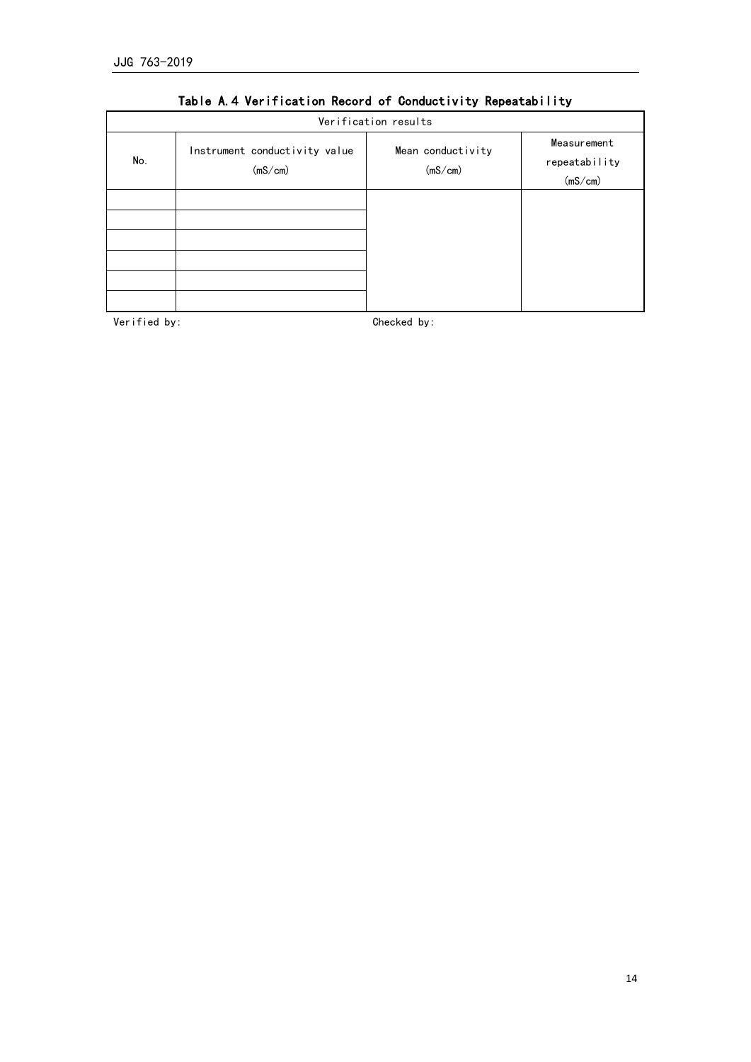## Table A.4 Verification Record of Conductivity Repeatability

| Verification results | | | |
|---|---|---|---|
| No. | Instrument conductivity value (mS/cm) | Mean conductivity (mS/cm) | Measurement repeatability (mS/cm) |
| | | | |
| | | | |
| | | | |
| | | | |
| | | | |
| | | | |

Verified by: Checked by: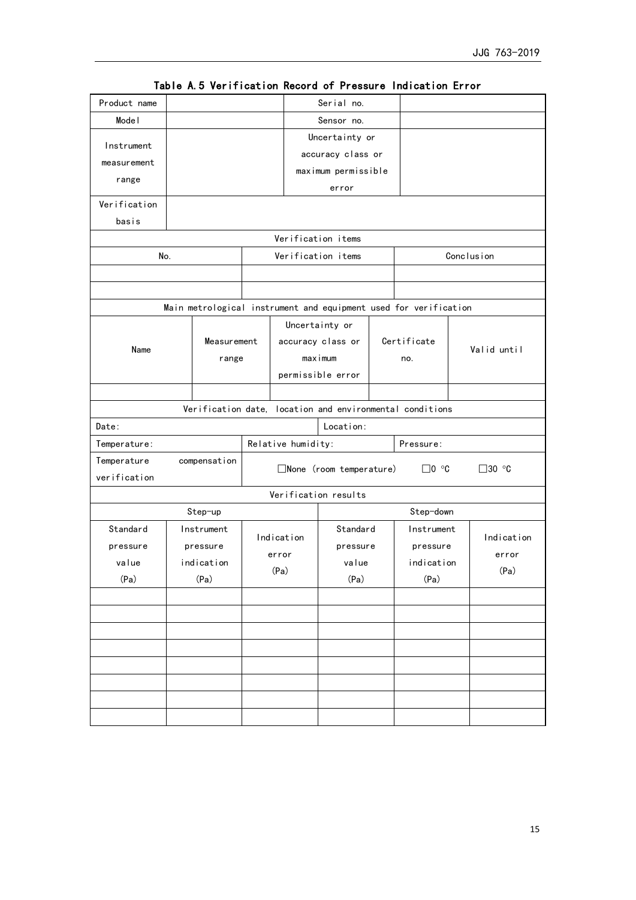**Table A.5 Verification Record of Pressure Indication Error**

| Product name | | Serial no. | |
|---|---|---|---|
| Model | | Sensor no. | |
| Instrument measurement range | | Uncertainty or accuracy class or maximum permissible error | |
| Verification basis | | | |

| Verification items | | |
|---|---|---|
| No. | Verification items | Conclusion |
| | | |
| | | |

| Main metrological instrument and equipment used for verification | | | | |
|---|---|---|---|---|
| Name | Measurement range | Uncertainty or accuracy class or maximum permissible error | Certificate no. | Valid until |
| | | | | |

| Verification date, location and environmental conditions | | |
|---|---|---|
| Date: | Location: | |
| Temperature: | Relative humidity: | Pressure: |
| Temperature compensation verification | ☐None (room temperature) ☐0 ℃ ☐30 ℃ | |

| Verification results | | | | | |
|---|---|---|---|---|---|
| Step-up | | | Step-down | | |
| Standard pressure value (Pa) | Instrument pressure indication (Pa) | Indication error (Pa) | Standard pressure value (Pa) | Instrument pressure indication (Pa) | Indication error (Pa) |
| | | | | | |
| | | | | | |
| | | | | | |
| | | | | | |
| | | | | | |
| | | | | | |
| | | | | | |
| | | | | | |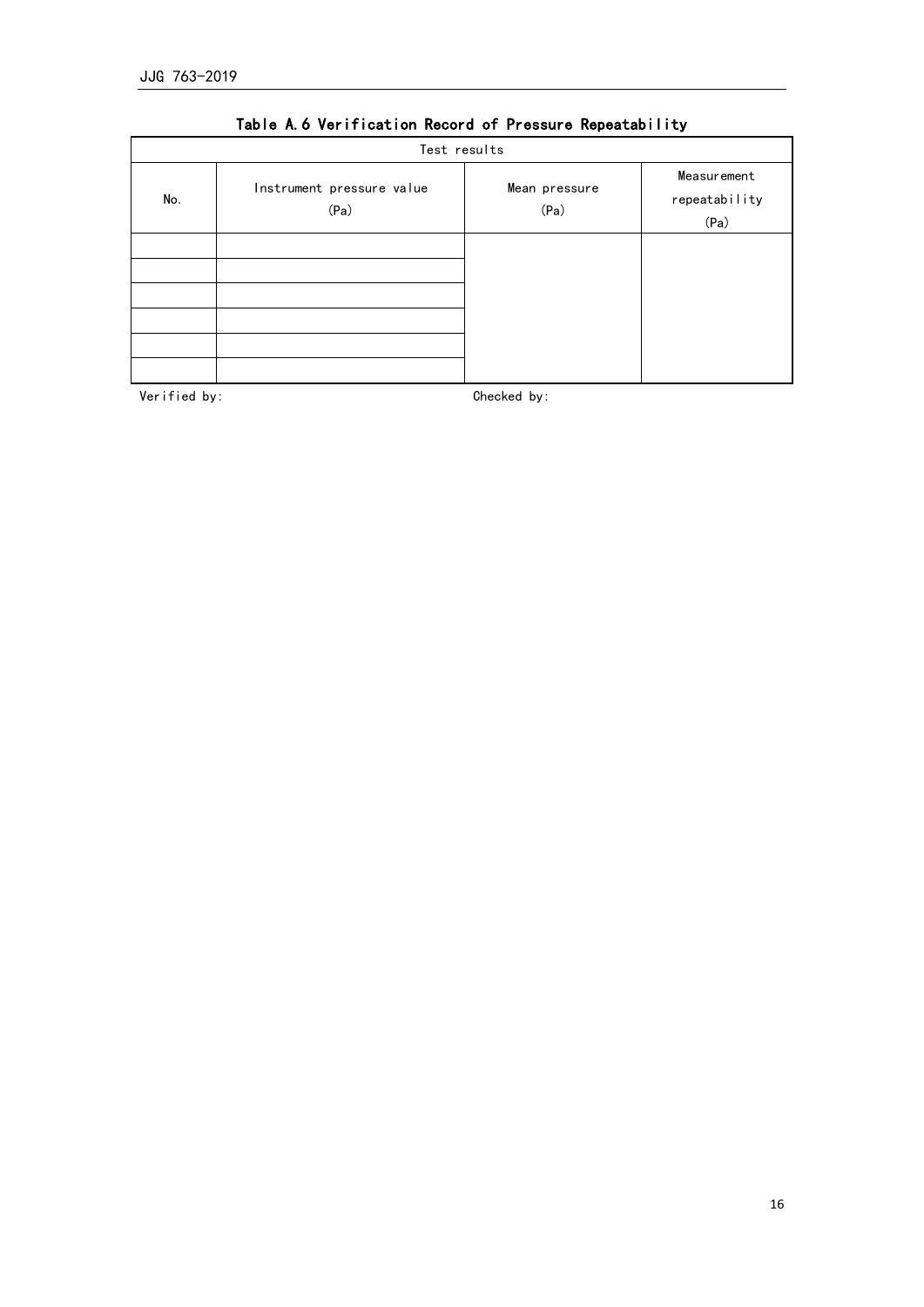Table A.6 Verification Record of Pressure Repeatability

| Test results | | | |
|---|---|---|---|
| No. | Instrument pressure value (Pa) | Mean pressure (Pa) | Measurement repeatability (Pa) |
| | | | |
| | | | |
| | | | |
| | | | |
| | | | |
| | | | |

Verified by: Checked by: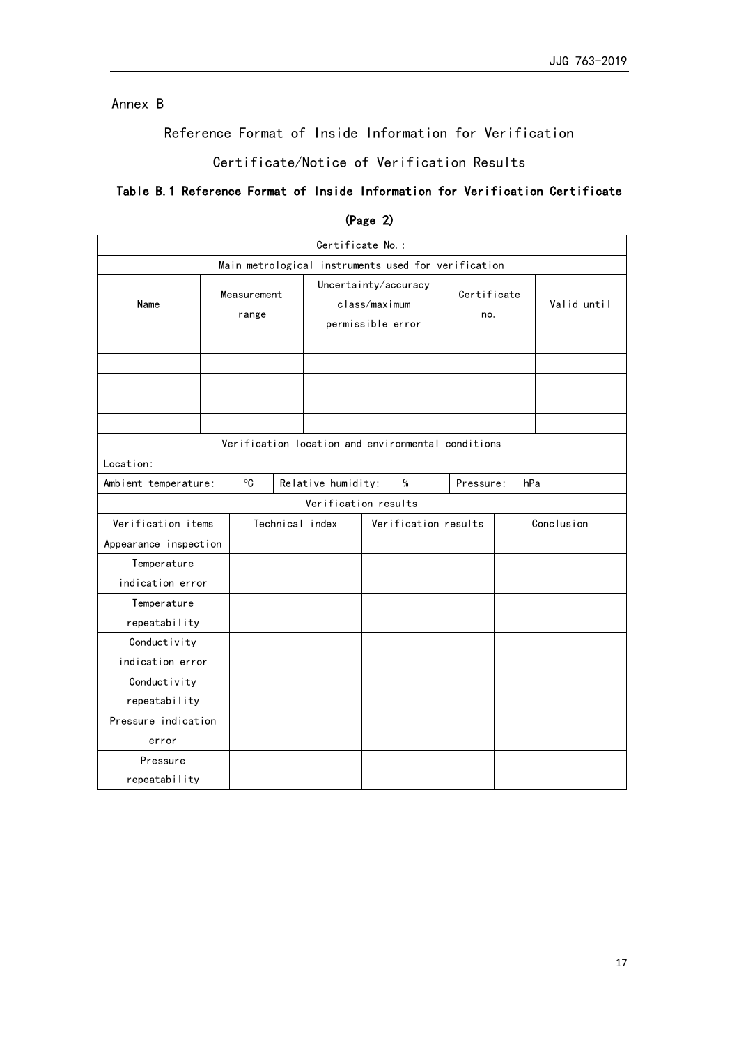Annex B

## Reference Format of Inside Information for Verification Certificate/Notice of Verification Results

### Table B.1 Reference Format of Inside Information for Verification Certificate

**(Page 2)**

| Certificate No.: | | | | |
|---|---|---|---|---|
| Main metrological instruments used for verification | | | | |
| Name | Measurement range | Uncertainty/accuracy class/maximum permissible error | Certificate no. | Valid until |
| | | | | |
| | | | | |
| | | | | |
| | | | | |
| | | | | |
| Verification location and environmental conditions | | | | |
| Location: | | | | |
| Ambient temperature: ℃ | Relative humidity: % | | Pressure: hPa | |

| Verification results | | | |
|---|---|---|---|
| Verification items | Technical index | Verification results | Conclusion |
| Appearance inspection | | | |
| Temperature indication error | | | |
| Temperature repeatability | | | |
| Conductivity indication error | | | |
| Conductivity repeatability | | | |
| Pressure indication error | | | |
| Pressure repeatability | | | |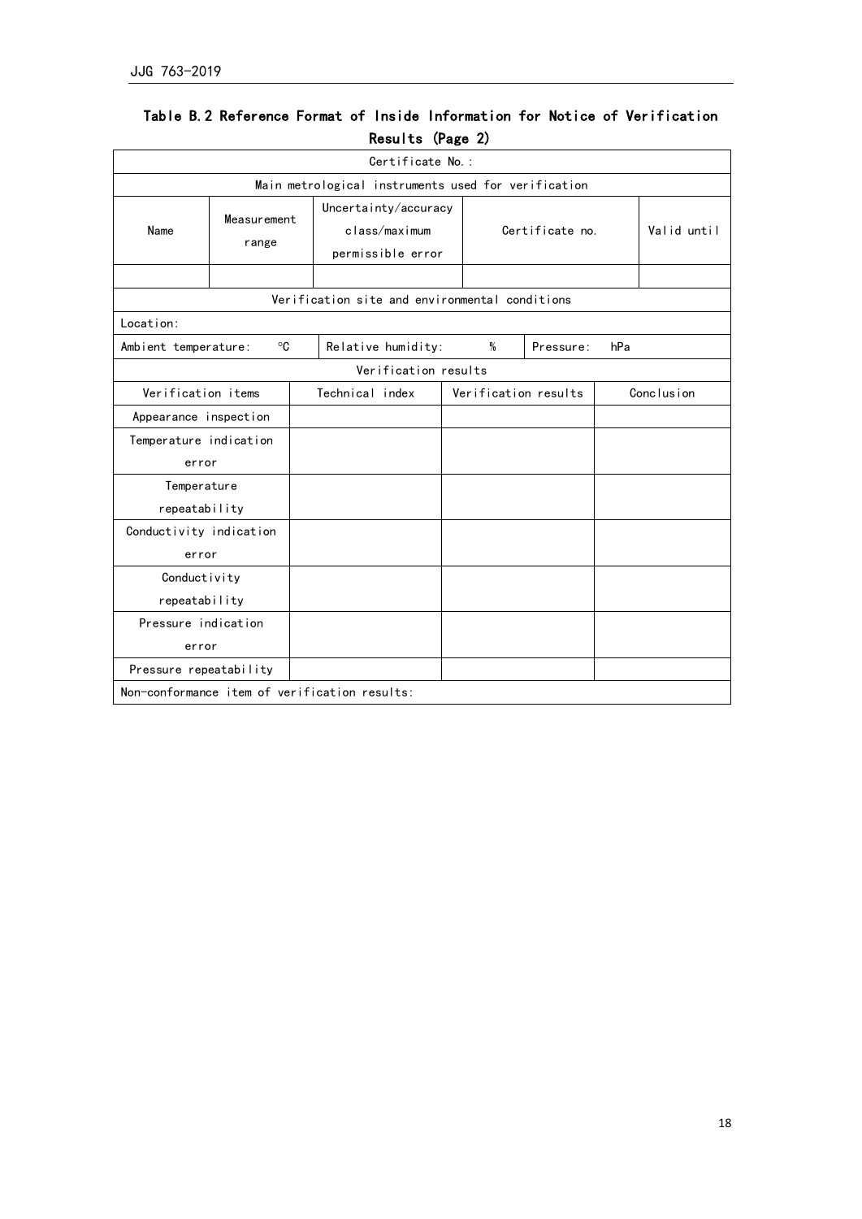## Table B.2 Reference Format of Inside Information for Notice of Verification Results (Page 2)

| Certificate No.: | | | | |
|---|---|---|---|---|
| Main metrological instruments used for verification | | | | |
| Name | Measurement range | Uncertainty/accuracy class/maximum permissible error | Certificate no. | Valid until |
| | | | | |
| Verification site and environmental conditions | | | | |
| Location: | | | | |
| Ambient temperature: ℃ | Relative humidity: % | Pressure: hPa | | |
| Verification results | | | | |
| Verification items | Technical index | Verification results | Conclusion | |
| Appearance inspection | | | | |
| Temperature indication error | | | | |
| Temperature repeatability | | | | |
| Conductivity indication error | | | | |
| Conductivity repeatability | | | | |
| Pressure indication error | | | | |
| Pressure repeatability | | | | |
| Non-conformance item of verification results: | | | | |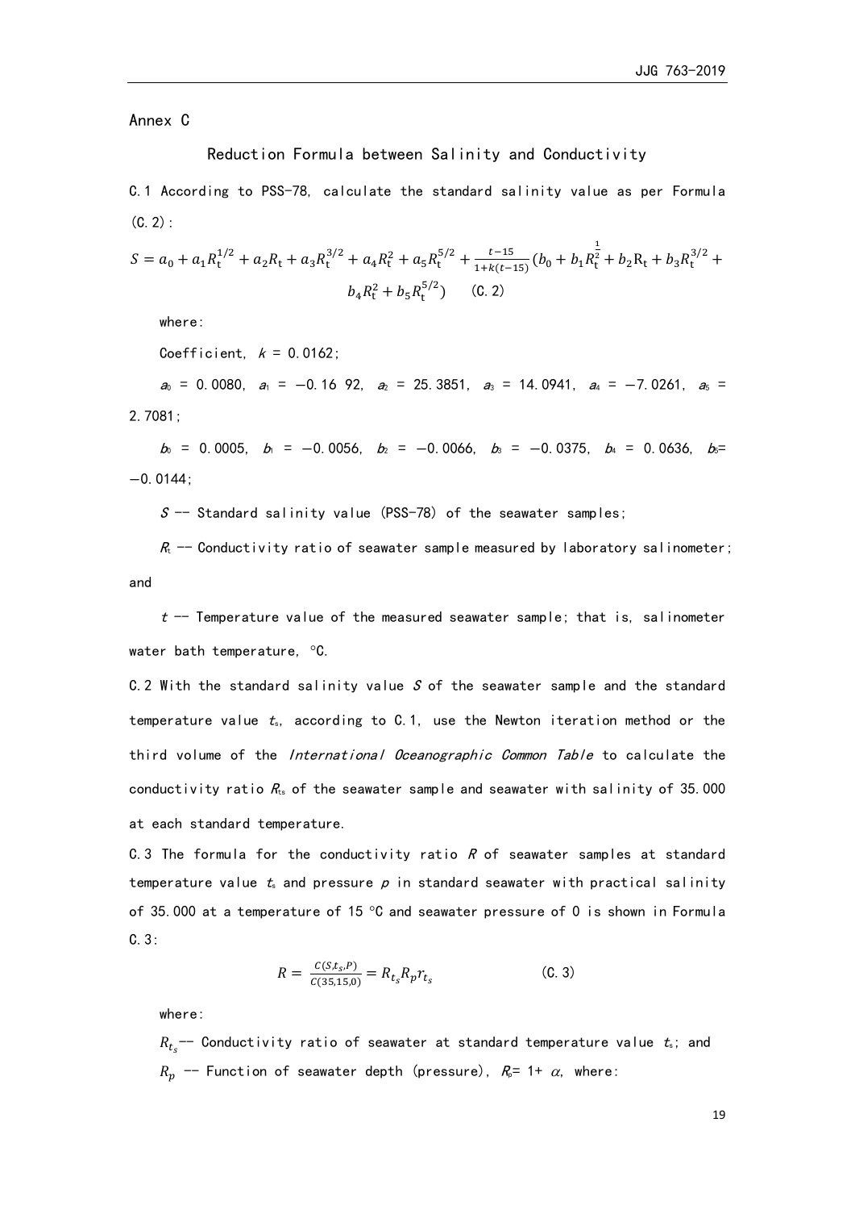Annex C

## Reduction Formula between Salinity and Conductivity

C.1 According to PSS-78, calculate the standard salinity value as per Formula (C.2):

$$S = a_0 + a_1 R_t^{1/2} + a_2 R_t + a_3 R_t^{3/2} + a_4 R_t^2 + a_5 R_t^{5/2} + \frac{t-15}{1+k(t-15)}(b_0 + b_1 R_t^{\frac{1}{2}} + b_2 R_t + b_3 R_t^{3/2} + b_4 R_t^2 + b_5 R_t^{5/2}) \qquad \text{(C.2)}$$

where:

Coefficient, $k$ = 0.0162;

$a_0$ = 0.0080, $a_1$ = −0.16 92, $a_2$ = 25.3851, $a_3$ = 14.0941, $a_4$ = −7.0261, $a_5$ = 2.7081;

$b_0$ = 0.0005, $b_1$ = −0.0056, $b_2$ = −0.0066, $b_3$ = −0.0375, $b_4$ = 0.0636, $b_5$= −0.0144;

$S$ -- Standard salinity value (PSS-78) of the seawater samples;

$R_t$ -- Conductivity ratio of seawater sample measured by laboratory salinometer; and

$t$ -- Temperature value of the measured seawater sample; that is, salinometer water bath temperature, °C.

C.2 With the standard salinity value $S$ of the seawater sample and the standard temperature value $t_s$, according to C.1, use the Newton iteration method or the third volume of the *International Oceanographic Common Table* to calculate the conductivity ratio $R_{ts}$ of the seawater sample and seawater with salinity of 35.000 at each standard temperature.

C.3 The formula for the conductivity ratio $R$ of seawater samples at standard temperature value $t_s$ and pressure $p$ in standard seawater with practical salinity of 35.000 at a temperature of 15 °C and seawater pressure of 0 is shown in Formula C.3:

$$R = \frac{C(S,t_s,P)}{C(35,15,0)} = R_{t_s} R_p r_{t_s} \qquad \text{(C.3)}$$

where:

$R_{t_s}$-- Conductivity ratio of seawater at standard temperature value $t_s$; and

$R_p$ -- Function of seawater depth (pressure), $R_p$= 1+ $\alpha$, where: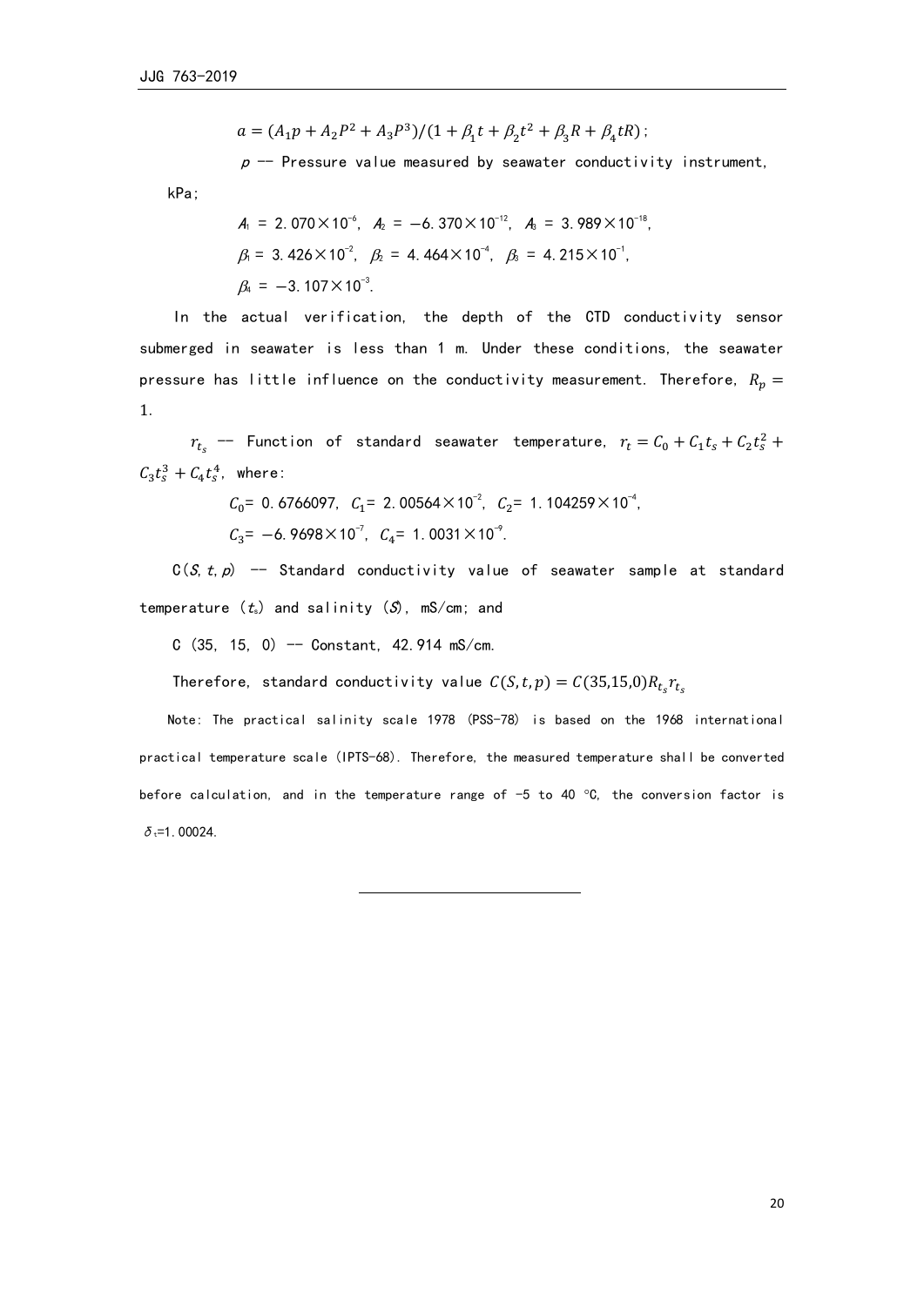$$a = (A_1 p + A_2 P^2 + A_3 P^3)/(1 + \beta_1 t + \beta_2 t^2 + \beta_3 R + \beta_4 tR);$$

$p$ -- Pressure value measured by seawater conductivity instrument, kPa;

$A_1 = 2.070\times10^{-6}$, $A_2 = -6.370\times10^{-12}$, $A_3 = 3.989\times10^{-18}$,

$\beta_1 = 3.426\times10^{-2}$, $\beta_2 = 4.464\times10^{-4}$, $\beta_3 = 4.215\times10^{-1}$,

$\beta_4 = -3.107\times10^{-3}$.

In the actual verification, the depth of the CTD conductivity sensor submerged in seawater is less than 1 m. Under these conditions, the seawater pressure has little influence on the conductivity measurement. Therefore, $R_p = 1$.

$r_{t_s}$ -- Function of standard seawater temperature, $r_t = C_0 + C_1 t_s + C_2 t_s^2 + C_3 t_s^3 + C_4 t_s^4$, where:

$C_0 = 0.6766097$, $C_1 = 2.00564\times10^{-2}$, $C_2 = 1.104259\times10^{-4}$,

$C_3 = -6.9698\times10^{-7}$, $C_4 = 1.0031\times10^{-9}$.

$C(S, t, p)$ -- Standard conductivity value of seawater sample at standard temperature ($t_s$) and salinity ($S$), mS/cm; and

C (35, 15, 0) -- Constant, 42.914 mS/cm.

Therefore, standard conductivity value $C(S,t,p) = C(35,15,0) R_{t_s} r_{t_s}$

Note: The practical salinity scale 1978 (PSS-78) is based on the 1968 international practical temperature scale (IPTS-68). Therefore, the measured temperature shall be converted before calculation, and in the temperature range of -5 to 40 °C, the conversion factor is $\delta_t$=1.00024.